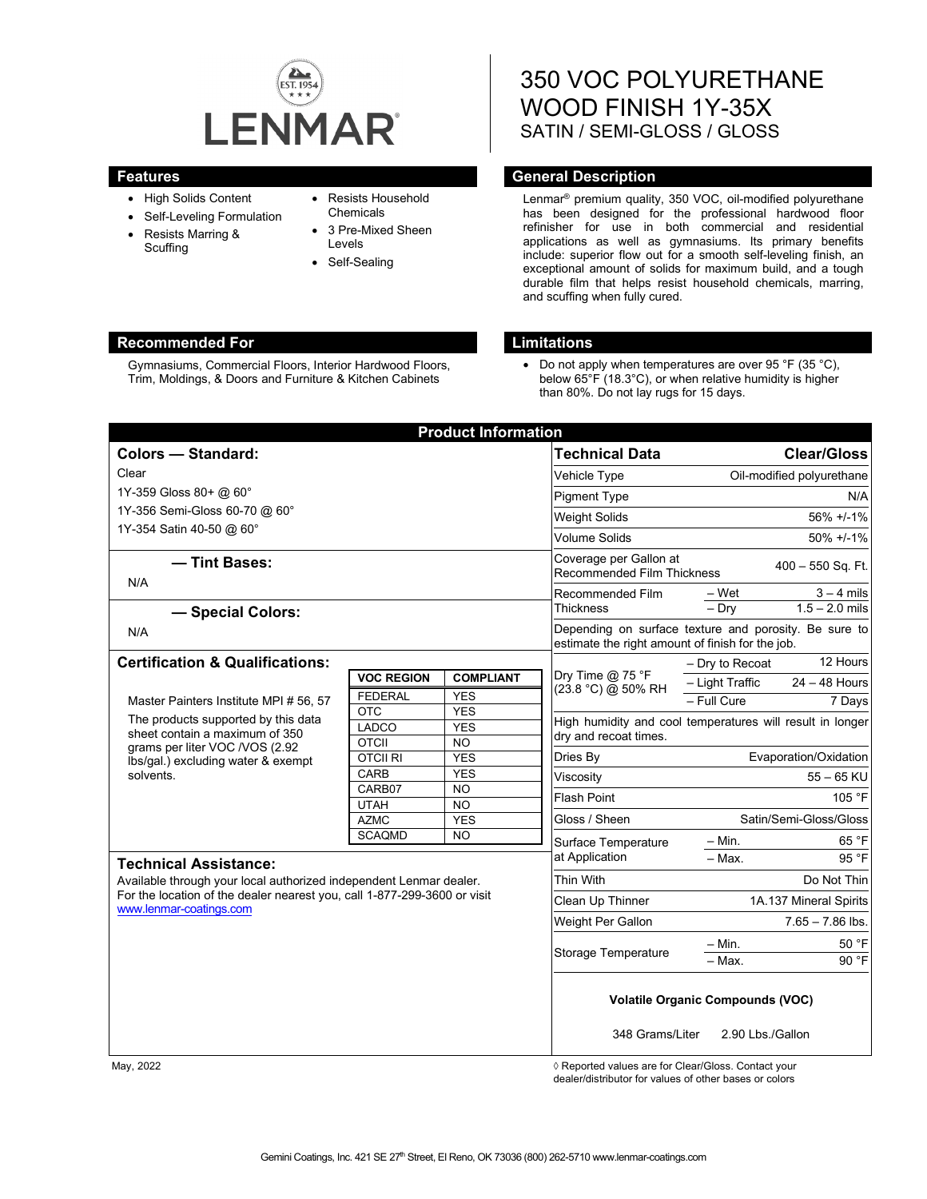LENMAR

# 350 VOC POLYURETHANE WOOD FINISH 1Y-35X

SATIN / SEMI-GLOSS / GLOSS

## Features

- High Solids Content
- Self-Leveling Formulation
- Resists Marring & Scuffing
- Resists Household Chemicals
- 3 Pre-Mixed Sheen Levels
- Self-Sealing

## General Description

Lenmar® premium quality, 350 VOC, oil-modified polyurethane has been designed for the professional hardwood floor refinisher for use in both commercial and residential applications as well as gymnasiums. Its primary benefits include: superior flow out for a smooth self-leveling finish, an exceptional amount of solids for maximum build, and a tough durable film that helps resist household chemicals, marring, and scuffing when fully cured.

## Recommended For

Gymnasiums, Commercial Floors, Interior Hardwood Floors, Trim, Moldings, & Doors and Furniture & Kitchen Cabinets

## Limitations

- Do not apply when temperatures are over 95 °F (35 °C), below 65°F (18.3°C), or when relative humidity is higher than 80%. Do not lay rugs for 15 days.

## Product Information

### Colors — Standard:

Clear

1Y-359 Gloss 80+ @ 60°

1Y-356 Semi-Gloss 60-70 @ 60°

1Y-354 Satin 40-50 @ 60°

### — Tint Bases:

N/A

### — Special Colors:

N/A

### Certification & Qualifications:

Master Painters Institute MPI # 56, 57

The products supported by this data sheet contain a maximum of 350 grams per liter VOC /VOS (2.92 lbs/gal.) excluding water & exempt solvents.

| VOC REGION | COMPLIANT |
|---|---|
| FEDERAL | YES |
| OTC | YES |
| LADCO | YES |
| OTCII | NO |
| OTCII RI | YES |
| CARB | YES |
| CARB07 | NO |
| UTAH | NO |
| AZMC | YES |
| SCAQMD | NO |

### Technical Assistance:

Available through your local authorized independent Lenmar dealer. For the location of the dealer nearest you, call 1-877-299-3600 or visit www.lenmar-coatings.com

| Technical Data | | Clear/Gloss |
|---|---|---|
| Vehicle Type | | Oil-modified polyurethane |
| Pigment Type | | N/A |
| Weight Solids | | 56% +/-1% |
| Volume Solids | | 50% +/-1% |
| Coverage per Gallon at Recommended Film Thickness | | 400 – 550 Sq. Ft. |
| Recommended Film Thickness | – Wet | 3 – 4 mils |
| | – Dry | 1.5 – 2.0 mils |
| Depending on surface texture and porosity. Be sure to estimate the right amount of finish for the job. | | |
| Dry Time @ 75 °F (23.8 °C) @ 50% RH | – Dry to Recoat | 12 Hours |
| | – Light Traffic | 24 – 48 Hours |
| | – Full Cure | 7 Days |
| High humidity and cool temperatures will result in longer dry and recoat times. | | |
| Dries By | | Evaporation/Oxidation |
| Viscosity | | 55 – 65 KU |
| Flash Point | | 105 °F |
| Gloss / Sheen | | Satin/Semi-Gloss/Gloss |
| Surface Temperature at Application | – Min. | 65 °F |
| | – Max. | 95 °F |
| Thin With | | Do Not Thin |
| Clean Up Thinner | | 1A.137 Mineral Spirits |
| Weight Per Gallon | | 7.65 – 7.86 lbs. |
| Storage Temperature | – Min. | 50 °F |
| | – Max. | 90 °F |

**Volatile Organic Compounds (VOC)**

348 Grams/Liter 2.90 Lbs./Gallon

May, 2022

◊ Reported values are for Clear/Gloss. Contact your dealer/distributor for values of other bases or colors

Gemini Coatings, Inc. 421 SE 27th Street, El Reno, OK 73036 (800) 262-5710 www.lenmar-coatings.com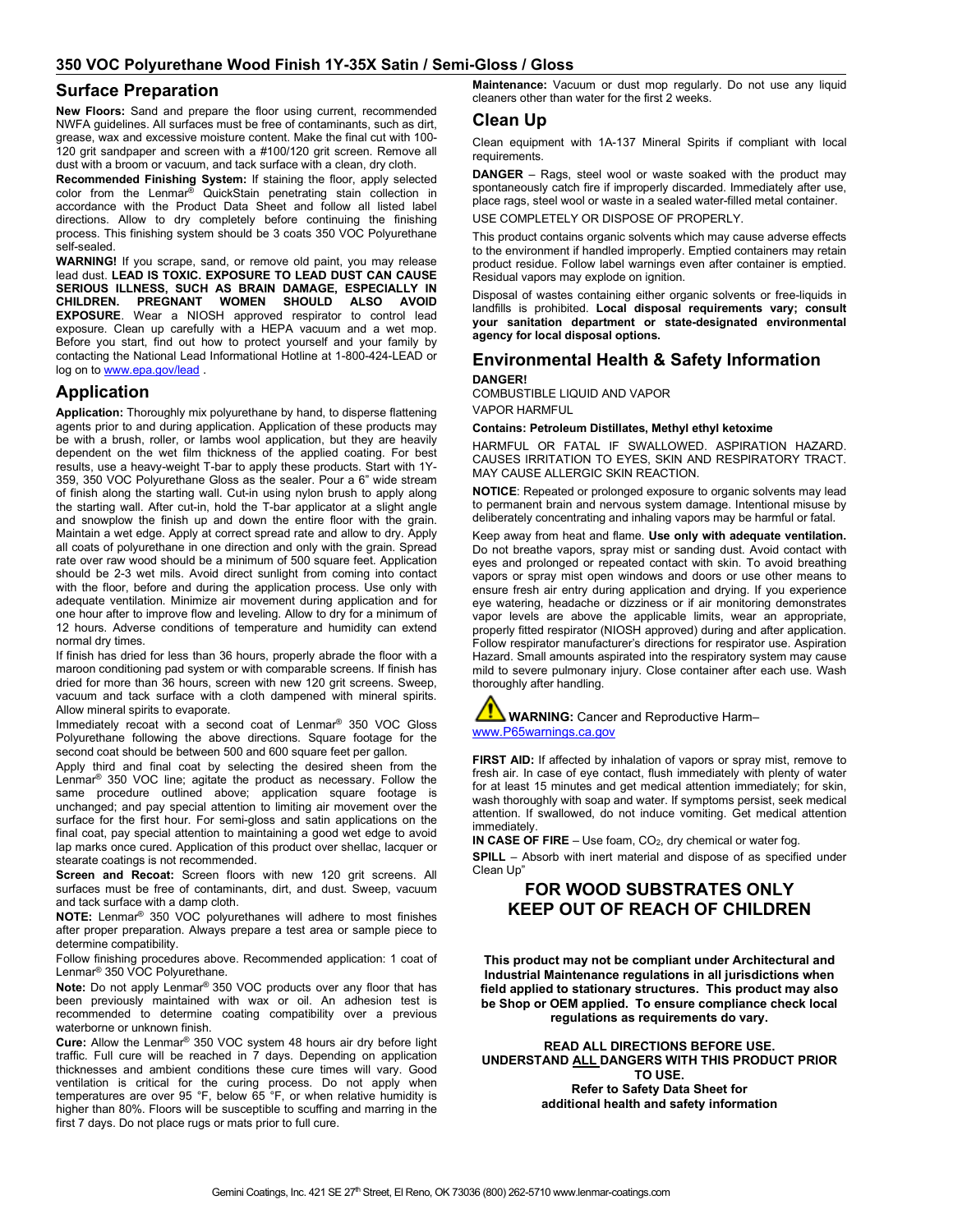# 350 VOC Polyurethane Wood Finish 1Y-35X Satin / Semi-Gloss / Gloss

## Surface Preparation

**New Floors:** Sand and prepare the floor using current, recommended NWFA guidelines. All surfaces must be free of contaminants, such as dirt, grease, wax and excessive moisture content. Make the final cut with 100-120 grit sandpaper and screen with a #100/120 grit screen. Remove all dust with a broom or vacuum, and tack surface with a clean, dry cloth.

**Recommended Finishing System:** If staining the floor, apply selected color from the Lenmar® QuickStain penetrating stain collection in accordance with the Product Data Sheet and follow all listed label directions. Allow to dry completely before continuing the finishing process. This finishing system should be 3 coats 350 VOC Polyurethane self-sealed.

**WARNING!** If you scrape, sand, or remove old paint, you may release lead dust. **LEAD IS TOXIC. EXPOSURE TO LEAD DUST CAN CAUSE SERIOUS ILLNESS, SUCH AS BRAIN DAMAGE, ESPECIALLY IN CHILDREN. PREGNANT WOMEN SHOULD ALSO AVOID EXPOSURE**. Wear a NIOSH approved respirator to control lead exposure. Clean up carefully with a HEPA vacuum and a wet mop. Before you start, find out how to protect yourself and your family by contacting the National Lead Informational Hotline at 1-800-424-LEAD or log on to www.epa.gov/lead .

## Application

**Application:** Thoroughly mix polyurethane by hand, to disperse flattening agents prior to and during application. Application of these products may be with a brush, roller, or lambs wool application, but they are heavily dependent on the wet film thickness of the applied coating. For best results, use a heavy-weight T-bar to apply these products. Start with 1Y-359, 350 VOC Polyurethane Gloss as the sealer. Pour a 6" wide stream of finish along the starting wall. Cut-in using nylon brush to apply along the starting wall. After cut-in, hold the T-bar applicator at a slight angle and snowplow the finish up and down the entire floor with the grain. Maintain a wet edge. Apply at correct spread rate and allow to dry. Apply all coats of polyurethane in one direction and only with the grain. Spread rate over raw wood should be a minimum of 500 square feet. Application should be 2-3 wet mils. Avoid direct sunlight from coming into contact with the floor, before and during the application process. Use only with adequate ventilation. Minimize air movement during application and for one hour after to improve flow and leveling. Allow to dry for a minimum of 12 hours. Adverse conditions of temperature and humidity can extend normal dry times.

If finish has dried for less than 36 hours, properly abrade the floor with a maroon conditioning pad system or with comparable screens. If finish has dried for more than 36 hours, screen with new 120 grit screens. Sweep, vacuum and tack surface with a cloth dampened with mineral spirits. Allow mineral spirits to evaporate.

Immediately recoat with a second coat of Lenmar® 350 VOC Gloss Polyurethane following the above directions. Square footage for the second coat should be between 500 and 600 square feet per gallon.

Apply third and final coat by selecting the desired sheen from the Lenmar® 350 VOC line; agitate the product as necessary. Follow the same procedure outlined above; application square footage is unchanged; and pay special attention to limiting air movement over the surface for the first hour. For semi-gloss and satin applications on the final coat, pay special attention to maintaining a good wet edge to avoid lap marks once cured. Application of this product over shellac, lacquer or stearate coatings is not recommended.

**Screen and Recoat:** Screen floors with new 120 grit screens. All surfaces must be free of contaminants, dirt, and dust. Sweep, vacuum and tack surface with a damp cloth.

**NOTE:** Lenmar® 350 VOC polyurethanes will adhere to most finishes after proper preparation. Always prepare a test area or sample piece to determine compatibility.

Follow finishing procedures above. Recommended application: 1 coat of Lenmar® 350 VOC Polyurethane.

**Note:** Do not apply Lenmar® 350 VOC products over any floor that has been previously maintained with wax or oil. An adhesion test is recommended to determine coating compatibility over a previous waterborne or unknown finish.

**Cure:** Allow the Lenmar® 350 VOC system 48 hours air dry before light traffic. Full cure will be reached in 7 days. Depending on application thicknesses and ambient conditions these cure times will vary. Good ventilation is critical for the curing process. Do not apply when temperatures are over 95 °F, below 65 °F, or when relative humidity is higher than 80%. Floors will be susceptible to scuffing and marring in the first 7 days. Do not place rugs or mats prior to full cure.

**Maintenance:** Vacuum or dust mop regularly. Do not use any liquid cleaners other than water for the first 2 weeks.

## Clean Up

Clean equipment with 1A-137 Mineral Spirits if compliant with local requirements.

**DANGER** – Rags, steel wool or waste soaked with the product may spontaneously catch fire if improperly discarded. Immediately after use, place rags, steel wool or waste in a sealed water-filled metal container.

USE COMPLETELY OR DISPOSE OF PROPERLY.

This product contains organic solvents which may cause adverse effects to the environment if handled improperly. Emptied containers may retain product residue. Follow label warnings even after container is emptied. Residual vapors may explode on ignition.

Disposal of wastes containing either organic solvents or free-liquids in landfills is prohibited. **Local disposal requirements vary; consult your sanitation department or state-designated environmental agency for local disposal options.**

## Environmental Health & Safety Information

**DANGER!**

COMBUSTIBLE LIQUID AND VAPOR

VAPOR HARMFUL

**Contains: Petroleum Distillates, Methyl ethyl ketoxime**

HARMFUL OR FATAL IF SWALLOWED. ASPIRATION HAZARD. CAUSES IRRITATION TO EYES, SKIN AND RESPIRATORY TRACT. MAY CAUSE ALLERGIC SKIN REACTION.

**NOTICE**: Repeated or prolonged exposure to organic solvents may lead to permanent brain and nervous system damage. Intentional misuse by deliberately concentrating and inhaling vapors may be harmful or fatal.

Keep away from heat and flame. **Use only with adequate ventilation.** Do not breathe vapors, spray mist or sanding dust. Avoid contact with eyes and prolonged or repeated contact with skin. To avoid breathing vapors or spray mist open windows and doors or use other means to ensure fresh air entry during application and drying. If you experience eye watering, headache or dizziness or if air monitoring demonstrates vapor levels are above the applicable limits, wear an appropriate, properly fitted respirator (NIOSH approved) during and after application. Follow respirator manufacturer's directions for respirator use. Aspiration Hazard. Small amounts aspirated into the respiratory system may cause mild to severe pulmonary injury. Close container after each use. Wash thoroughly after handling.

**WARNING:** Cancer and Reproductive Harm– www.P65warnings.ca.gov

**FIRST AID:** If affected by inhalation of vapors or spray mist, remove to fresh air. In case of eye contact, flush immediately with plenty of water for at least 15 minutes and get medical attention immediately; for skin, wash thoroughly with soap and water. If symptoms persist, seek medical attention. If swallowed, do not induce vomiting. Get medical attention immediately.

**IN CASE OF FIRE** – Use foam, $CO_2$, dry chemical or water fog.

**SPILL** – Absorb with inert material and dispose of as specified under Clean Up"

**FOR WOOD SUBSTRATES ONLY**
**KEEP OUT OF REACH OF CHILDREN**

**This product may not be compliant under Architectural and Industrial Maintenance regulations in all jurisdictions when field applied to stationary structures. This product may also be Shop or OEM applied. To ensure compliance check local regulations as requirements do vary.**

**READ ALL DIRECTIONS BEFORE USE.**
**UNDERSTAND ALL DANGERS WITH THIS PRODUCT PRIOR TO USE.**
**Refer to Safety Data Sheet for additional health and safety information**

Gemini Coatings, Inc. 421 SE 27th Street, El Reno, OK 73036 (800) 262-5710 www.lenmar-coatings.com